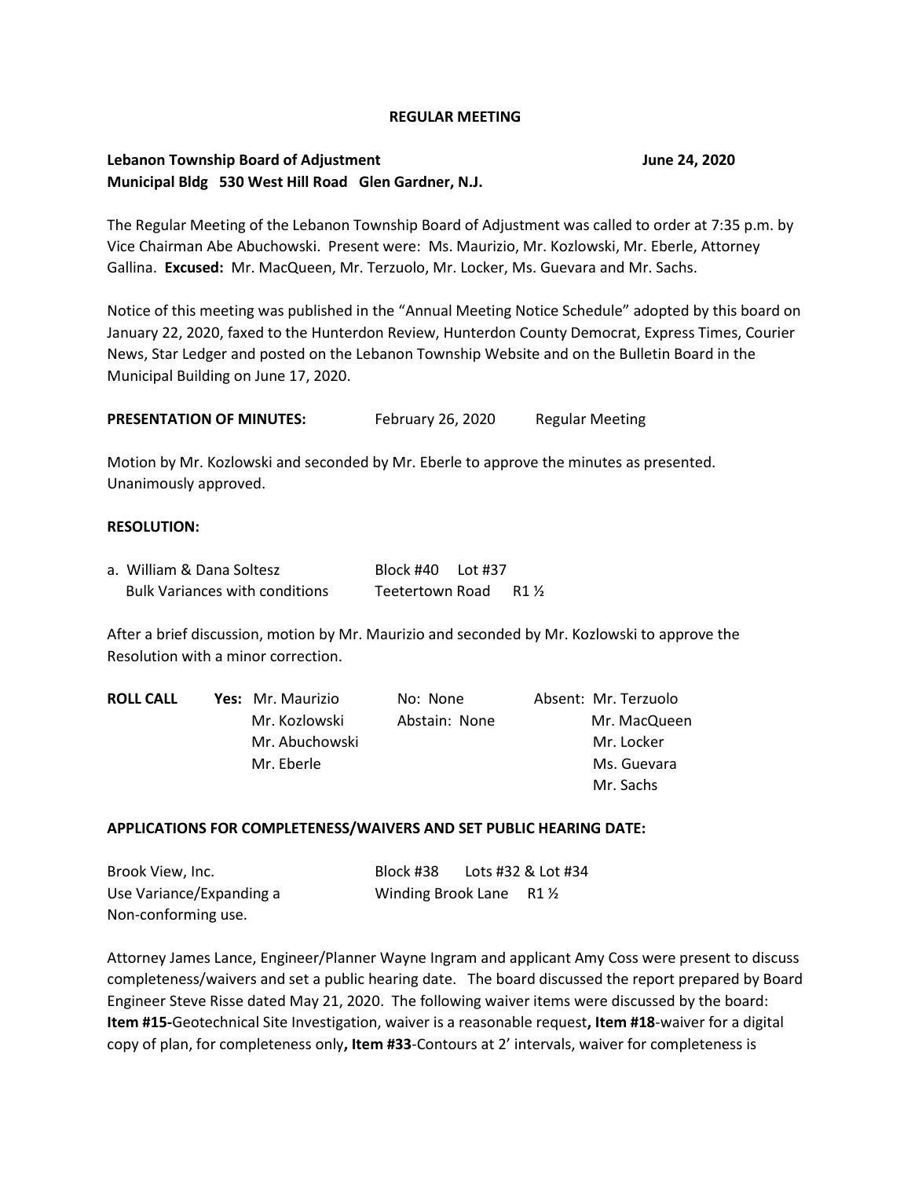**REGULAR MEETING**

**Lebanon Township Board of Adjustment June 24, 2020**
**Municipal Bldg 530 West Hill Road Glen Gardner, N.J.**

The Regular Meeting of the Lebanon Township Board of Adjustment was called to order at 7:35 p.m. by Vice Chairman Abe Abuchowski. Present were: Ms. Maurizio, Mr. Kozlowski, Mr. Eberle, Attorney Gallina. **Excused:** Mr. MacQueen, Mr. Terzuolo, Mr. Locker, Ms. Guevara and Mr. Sachs.

Notice of this meeting was published in the "Annual Meeting Notice Schedule" adopted by this board on January 22, 2020, faxed to the Hunterdon Review, Hunterdon County Democrat, Express Times, Courier News, Star Ledger and posted on the Lebanon Township Website and on the Bulletin Board in the Municipal Building on June 17, 2020.

**PRESENTATION OF MINUTES:** February 26, 2020 Regular Meeting

Motion by Mr. Kozlowski and seconded by Mr. Eberle to approve the minutes as presented. Unanimously approved.

**RESOLUTION:**

a. William & Dana Soltesz — Block #40 Lot #37
Bulk Variances with conditions — Teetertown Road R1 ½

After a brief discussion, motion by Mr. Maurizio and seconded by Mr. Kozlowski to approve the Resolution with a minor correction.

| **ROLL CALL** | **Yes:** | No: | Absent: |
|---|---|---|---|
| | Mr. Maurizio | None | Mr. Terzuolo |
| | Mr. Kozlowski | Abstain: None | Mr. MacQueen |
| | Mr. Abuchowski | | Mr. Locker |
| | Mr. Eberle | | Ms. Guevara |
| | | | Mr. Sachs |

**APPLICATIONS FOR COMPLETENESS/WAIVERS AND SET PUBLIC HEARING DATE:**

Brook View, Inc. — Block #38 Lots #32 & Lot #34
Use Variance/Expanding a Non-conforming use. — Winding Brook Lane R1 ½

Attorney James Lance, Engineer/Planner Wayne Ingram and applicant Amy Coss were present to discuss completeness/waivers and set a public hearing date. The board discussed the report prepared by Board Engineer Steve Risse dated May 21, 2020. The following waiver items were discussed by the board: **Item #15-**Geotechnical Site Investigation, waiver is a reasonable request**, Item #18**-waiver for a digital copy of plan, for completeness only**, Item #33**-Contours at 2' intervals, waiver for completeness is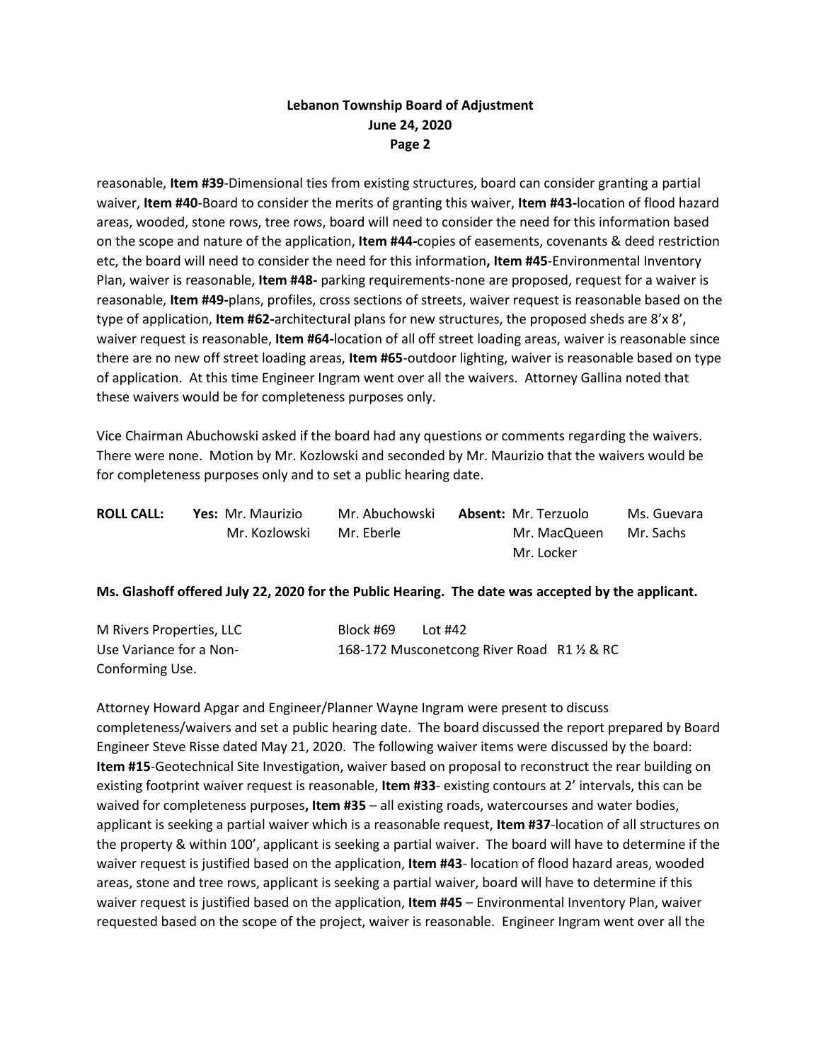reasonable, **Item #39**-Dimensional ties from existing structures, board can consider granting a partial waiver, **Item #40**-Board to consider the merits of granting this waiver, **Item #43-**location of flood hazard areas, wooded, stone rows, tree rows, board will need to consider the need for this information based on the scope and nature of the application, **Item #44-**copies of easements, covenants & deed restriction etc, the board will need to consider the need for this information**, Item #45**-Environmental Inventory Plan, waiver is reasonable, **Item #48-** parking requirements-none are proposed, request for a waiver is reasonable, **Item #49-**plans, profiles, cross sections of streets, waiver request is reasonable based on the type of application, **Item #62-**architectural plans for new structures, the proposed sheds are 8'x 8', waiver request is reasonable, **Item #64-**location of all off street loading areas, waiver is reasonable since there are no new off street loading areas, **Item #65**-outdoor lighting, waiver is reasonable based on type of application. At this time Engineer Ingram went over all the waivers. Attorney Gallina noted that these waivers would be for completeness purposes only.

Vice Chairman Abuchowski asked if the board had any questions or comments regarding the waivers. There were none. Motion by Mr. Kozlowski and seconded by Mr. Maurizio that the waivers would be for completeness purposes only and to set a public hearing date.

| **ROLL CALL:** | **Yes:** Mr. Maurizio | Mr. Abuchowski | **Absent:** Mr. Terzuolo | Ms. Guevara |
|---|---|---|---|---|
| | Mr. Kozlowski | Mr. Eberle | Mr. MacQueen | Mr. Sachs |
| | | | Mr. Locker | |

**Ms. Glashoff offered July 22, 2020 for the Public Hearing. The date was accepted by the applicant.**

M Rivers Properties, LLC — Block #69 Lot #42
Use Variance for a Non-Conforming Use. — 168-172 Musconetcong River Road R1 ½ & RC

Attorney Howard Apgar and Engineer/Planner Wayne Ingram were present to discuss completeness/waivers and set a public hearing date. The board discussed the report prepared by Board Engineer Steve Risse dated May 21, 2020. The following waiver items were discussed by the board: **Item #15**-Geotechnical Site Investigation, waiver based on proposal to reconstruct the rear building on existing footprint waiver request is reasonable, **Item #33**- existing contours at 2' intervals, this can be waived for completeness purposes**, Item #35** – all existing roads, watercourses and water bodies, applicant is seeking a partial waiver which is a reasonable request, **Item #37**-location of all structures on the property & within 100', applicant is seeking a partial waiver. The board will have to determine if the waiver request is justified based on the application, **Item #43**- location of flood hazard areas, wooded areas, stone and tree rows, applicant is seeking a partial waiver, board will have to determine if this waiver request is justified based on the application, **Item #45** – Environmental Inventory Plan, waiver requested based on the scope of the project, waiver is reasonable. Engineer Ingram went over all the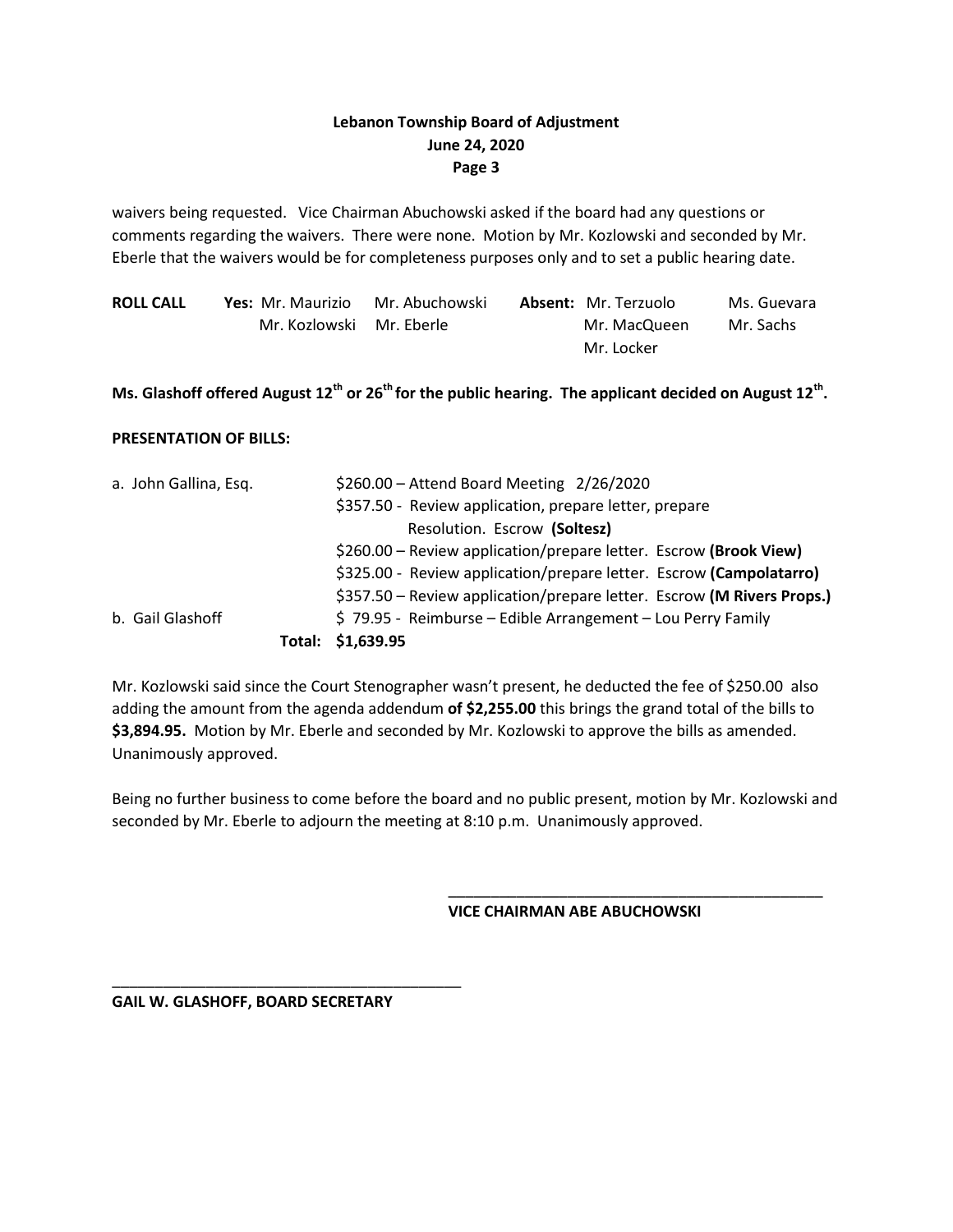waivers being requested. Vice Chairman Abuchowski asked if the board had any questions or comments regarding the waivers. There were none. Motion by Mr. Kozlowski and seconded by Mr. Eberle that the waivers would be for completeness purposes only and to set a public hearing date.

| | | | | | |
|---|---|---|---|---|---|
| **ROLL CALL** | **Yes:** Mr. Maurizio | Mr. Abuchowski | **Absent:** Mr. Terzuolo | Ms. Guevara |
| | Mr. Kozlowski | Mr. Eberle | Mr. MacQueen | Mr. Sachs |
| | | | Mr. Locker | |

**Ms. Glashoff offered August 12th or 26th for the public hearing. The applicant decided on August 12th.**

**PRESENTATION OF BILLS:**

| | |
|---|---|
| a. John Gallina, Esq. | $260.00 – Attend Board Meeting 2/26/2020 |
| | $357.50 - Review application, prepare letter, prepare Resolution. Escrow **(Soltesz)** |
| | $260.00 – Review application/prepare letter. Escrow **(Brook View)** |
| | $325.00 - Review application/prepare letter. Escrow **(Campolatarro)** |
| | $357.50 – Review application/prepare letter. Escrow **(M Rivers Props.)** |
| b. Gail Glashoff | $ 79.95 - Reimburse – Edible Arrangement – Lou Perry Family |
| **Total:** | **$1,639.95** |

Mr. Kozlowski said since the Court Stenographer wasn't present, he deducted the fee of $250.00 also adding the amount from the agenda addendum **of $2,255.00** this brings the grand total of the bills to **$3,894.95.** Motion by Mr. Eberle and seconded by Mr. Kozlowski to approve the bills as amended. Unanimously approved.

Being no further business to come before the board and no public present, motion by Mr. Kozlowski and seconded by Mr. Eberle to adjourn the meeting at 8:10 p.m. Unanimously approved.

______________________________________________

**VICE CHAIRMAN ABE ABUCHOWSKI**

__________________________________________

**GAIL W. GLASHOFF, BOARD SECRETARY**